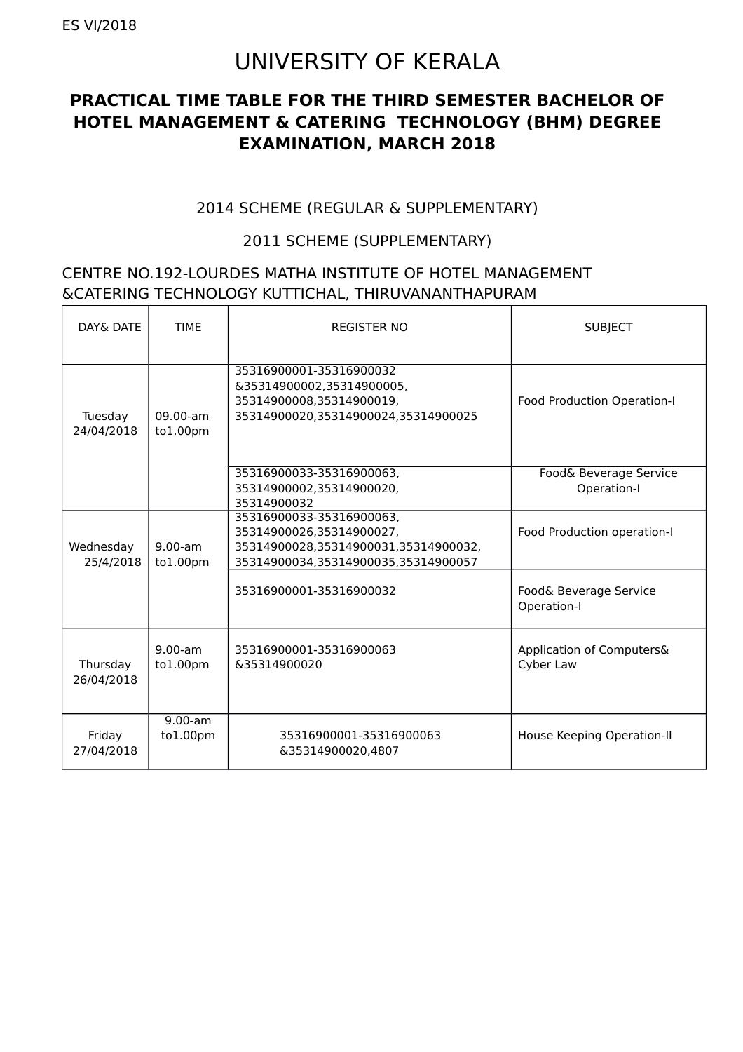ES VI/2018

# UNIVERSITY OF KERALA

## PRACTICAL TIME TABLE FOR THE THIRD SEMESTER BACHELOR OF HOTEL MANAGEMENT & CATERING TECHNOLOGY (BHM) DEGREE EXAMINATION, MARCH 2018

2014 SCHEME (REGULAR & SUPPLEMENTARY)

2011 SCHEME (SUPPLEMENTARY)

CENTRE NO.192-LOURDES MATHA INSTITUTE OF HOTEL MANAGEMENT &CATERING TECHNOLOGY KUTTICHAL, THIRUVANANTHAPURAM

| DAY& DATE | TIME | REGISTER NO | SUBJECT |
|---|---|---|---|
| Tuesday 24/04/2018 | 09.00-am to1.00pm | 35316900001-35316900032 &35314900002,35314900005, 35314900008,35314900019, 35314900020,35314900024,35314900025 | Food Production Operation-I |
| | | 35316900033-35316900063, 35314900002,35314900020, 35314900032 | Food& Beverage Service Operation-I |
| Wednesday 25/4/2018 | 9.00-am to1.00pm | 35316900033-35316900063, 35314900026,35314900027, 35314900028,35314900031,35314900032, 35314900034,35314900035,35314900057 | Food Production operation-I |
| | | 35316900001-35316900032 | Food& Beverage Service Operation-I |
| Thursday 26/04/2018 | 9.00-am to1.00pm | 35316900001-35316900063 &35314900020 | Application of Computers& Cyber Law |
| Friday 27/04/2018 | 9.00-am to1.00pm | 35316900001-35316900063 &35314900020,4807 | House Keeping Operation-II |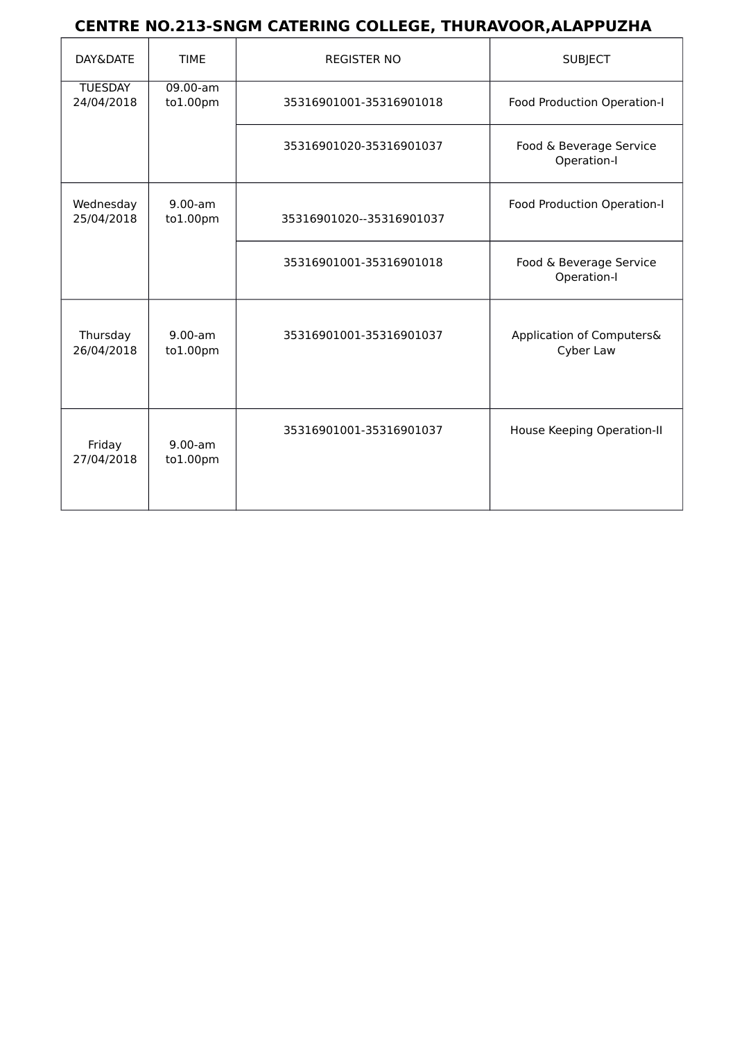# CENTRE NO.213-SNGM CATERING COLLEGE, THURAVOOR,ALAPPUZHA

| DAY&DATE | TIME | REGISTER NO | SUBJECT |
|---|---|---|---|
| TUESDAY 24/04/2018 | 09.00-am to1.00pm | 35316901001-35316901018 | Food Production Operation-I |
| | | 35316901020-35316901037 | Food & Beverage Service Operation-I |
| Wednesday 25/04/2018 | 9.00-am to1.00pm | 35316901020--35316901037 | Food Production Operation-I |
| | | 35316901001-35316901018 | Food & Beverage Service Operation-I |
| Thursday 26/04/2018 | 9.00-am to1.00pm | 35316901001-35316901037 | Application of Computers& Cyber Law |
| Friday 27/04/2018 | 9.00-am to1.00pm | 35316901001-35316901037 | House Keeping Operation-II |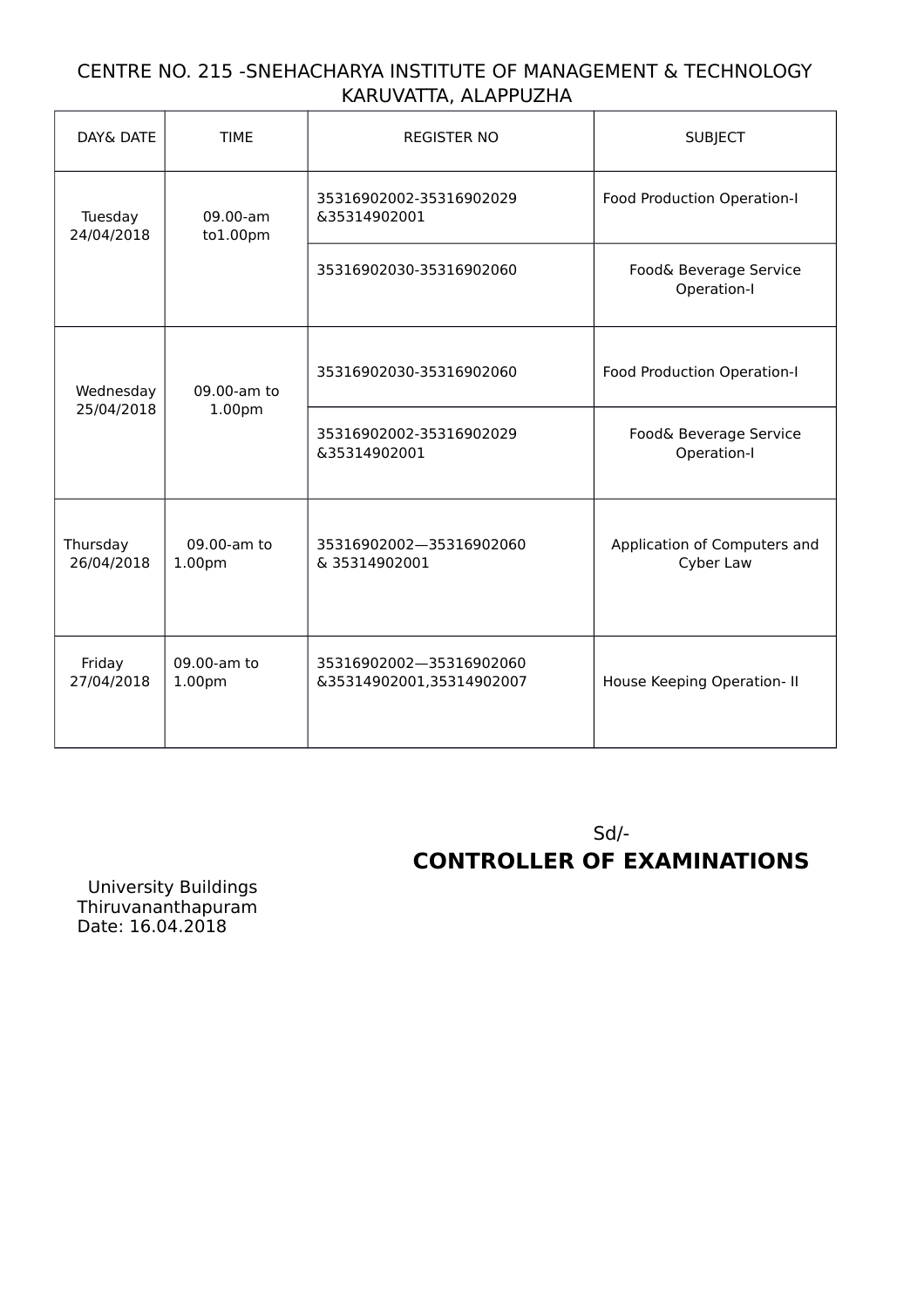CENTRE NO. 215 -SNEHACHARYA INSTITUTE OF MANAGEMENT & TECHNOLOGY KARUVATTA, ALAPPUZHA

| DAY& DATE | TIME | REGISTER NO | SUBJECT |
|---|---|---|---|
| Tuesday 24/04/2018 | 09.00-am to1.00pm | 35316902002-35316902029 &35314902001 | Food Production Operation-I |
| | | 35316902030-35316902060 | Food& Beverage Service Operation-I |
| Wednesday 25/04/2018 | 09.00-am to 1.00pm | 35316902030-35316902060 | Food Production Operation-I |
| | | 35316902002-35316902029 &35314902001 | Food& Beverage Service Operation-I |
| Thursday 26/04/2018 | 09.00-am to 1.00pm | 35316902002—35316902060 & 35314902001 | Application of Computers and Cyber Law |
| Friday 27/04/2018 | 09.00-am to 1.00pm | 35316902002—35316902060 &35314902001,35314902007 | House Keeping Operation- II |

Sd/-

**CONTROLLER OF EXAMINATIONS**

University Buildings
Thiruvananthapuram
Date: 16.04.2018